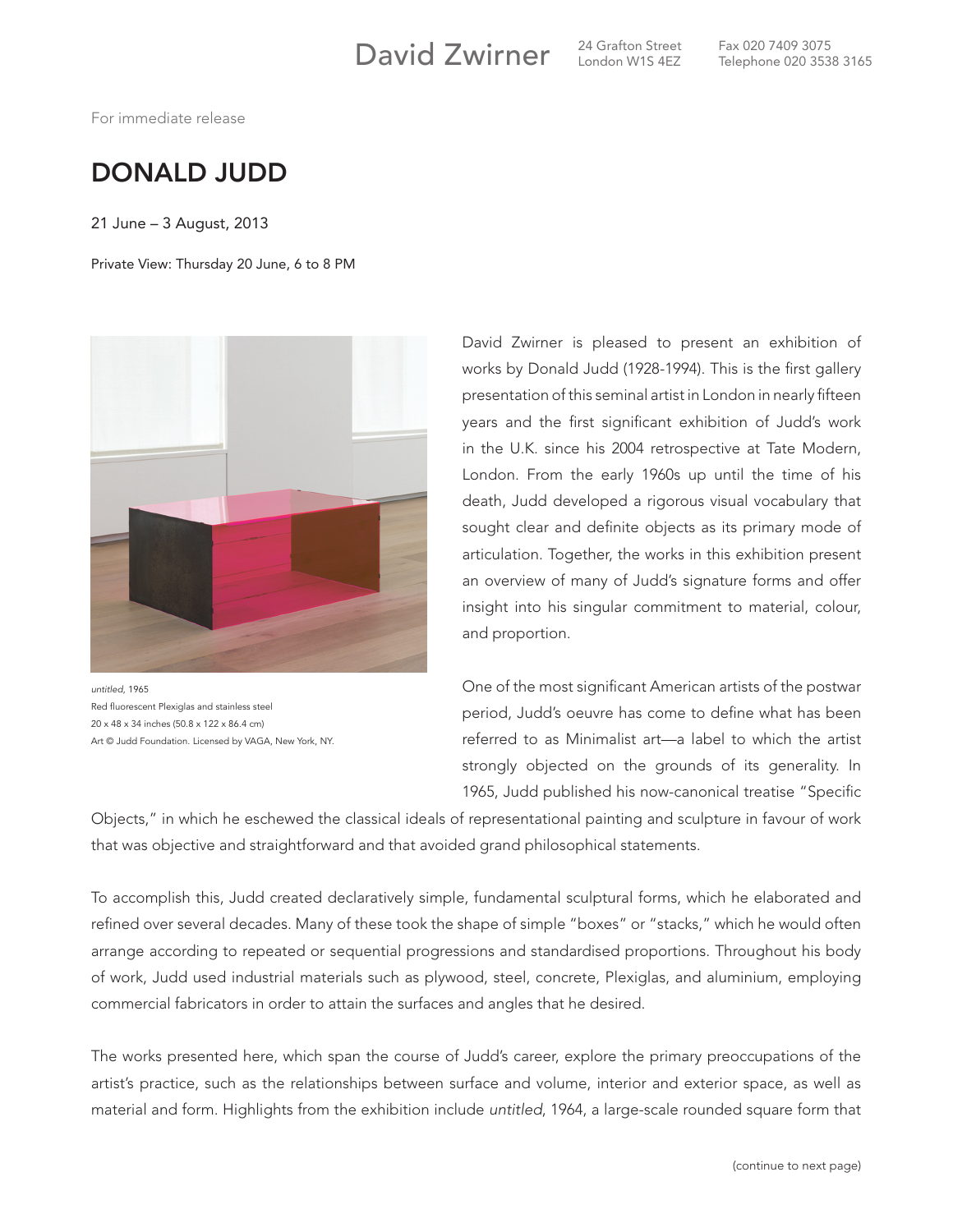David Zwirner 24 Grafton Street London W1S 4EZ Fax 020 7409 3075 Telephone 020 3538 3165

For immediate release

# DONALD JUDD

21 June – 3 August, 2013

Private View: Thursday 20 June, 6 to 8 PM

*untitled*, 1965
Red fluorescent Plexiglas and stainless steel
20 x 48 x 34 inches (50.8 x 122 x 86.4 cm)
Art © Judd Foundation. Licensed by VAGA, New York, NY.

David Zwirner is pleased to present an exhibition of works by Donald Judd (1928-1994). This is the first gallery presentation of this seminal artist in London in nearly fifteen years and the first significant exhibition of Judd's work in the U.K. since his 2004 retrospective at Tate Modern, London. From the early 1960s up until the time of his death, Judd developed a rigorous visual vocabulary that sought clear and definite objects as its primary mode of articulation. Together, the works in this exhibition present an overview of many of Judd's signature forms and offer insight into his singular commitment to material, colour, and proportion.

One of the most significant American artists of the postwar period, Judd's oeuvre has come to define what has been referred to as Minimalist art—a label to which the artist strongly objected on the grounds of its generality. In 1965, Judd published his now-canonical treatise "Specific Objects," in which he eschewed the classical ideals of representational painting and sculpture in favour of work that was objective and straightforward and that avoided grand philosophical statements.

To accomplish this, Judd created declaratively simple, fundamental sculptural forms, which he elaborated and refined over several decades. Many of these took the shape of simple "boxes" or "stacks," which he would often arrange according to repeated or sequential progressions and standardised proportions. Throughout his body of work, Judd used industrial materials such as plywood, steel, concrete, Plexiglas, and aluminium, employing commercial fabricators in order to attain the surfaces and angles that he desired.

The works presented here, which span the course of Judd's career, explore the primary preoccupations of the artist's practice, such as the relationships between surface and volume, interior and exterior space, as well as material and form. Highlights from the exhibition include *untitled*, 1964, a large-scale rounded square form that

(continue to next page)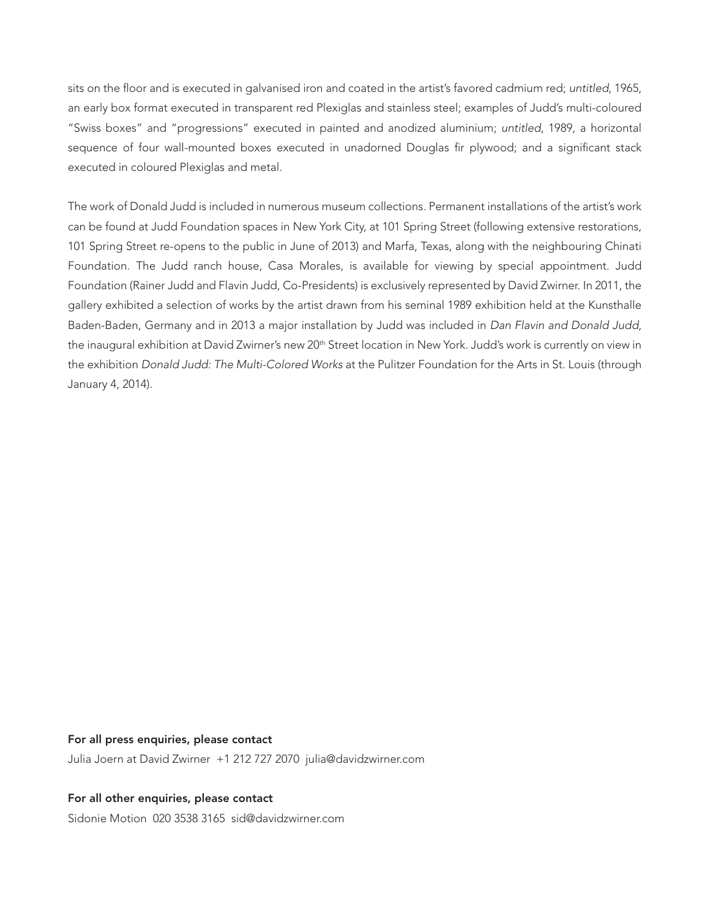sits on the floor and is executed in galvanised iron and coated in the artist's favored cadmium red; *untitled*, 1965, an early box format executed in transparent red Plexiglas and stainless steel; examples of Judd's multi-coloured "Swiss boxes" and "progressions" executed in painted and anodized aluminium; *untitled*, 1989, a horizontal sequence of four wall-mounted boxes executed in unadorned Douglas fir plywood; and a significant stack executed in coloured Plexiglas and metal.

The work of Donald Judd is included in numerous museum collections. Permanent installations of the artist's work can be found at Judd Foundation spaces in New York City, at 101 Spring Street (following extensive restorations, 101 Spring Street re-opens to the public in June of 2013) and Marfa, Texas, along with the neighbouring Chinati Foundation. The Judd ranch house, Casa Morales, is available for viewing by special appointment. Judd Foundation (Rainer Judd and Flavin Judd, Co-Presidents) is exclusively represented by David Zwirner. In 2011, the gallery exhibited a selection of works by the artist drawn from his seminal 1989 exhibition held at the Kunsthalle Baden-Baden, Germany and in 2013 a major installation by Judd was included in *Dan Flavin and Donald Judd,* the inaugural exhibition at David Zwirner's new 20th Street location in New York. Judd's work is currently on view in the exhibition *Donald Judd: The Multi-Colored Works* at the Pulitzer Foundation for the Arts in St. Louis (through January 4, 2014).

**For all press enquiries, please contact**
Julia Joern at David Zwirner +1 212 727 2070 julia@davidzwirner.com

**For all other enquiries, please contact**
Sidonie Motion 020 3538 3165 sid@davidzwirner.com